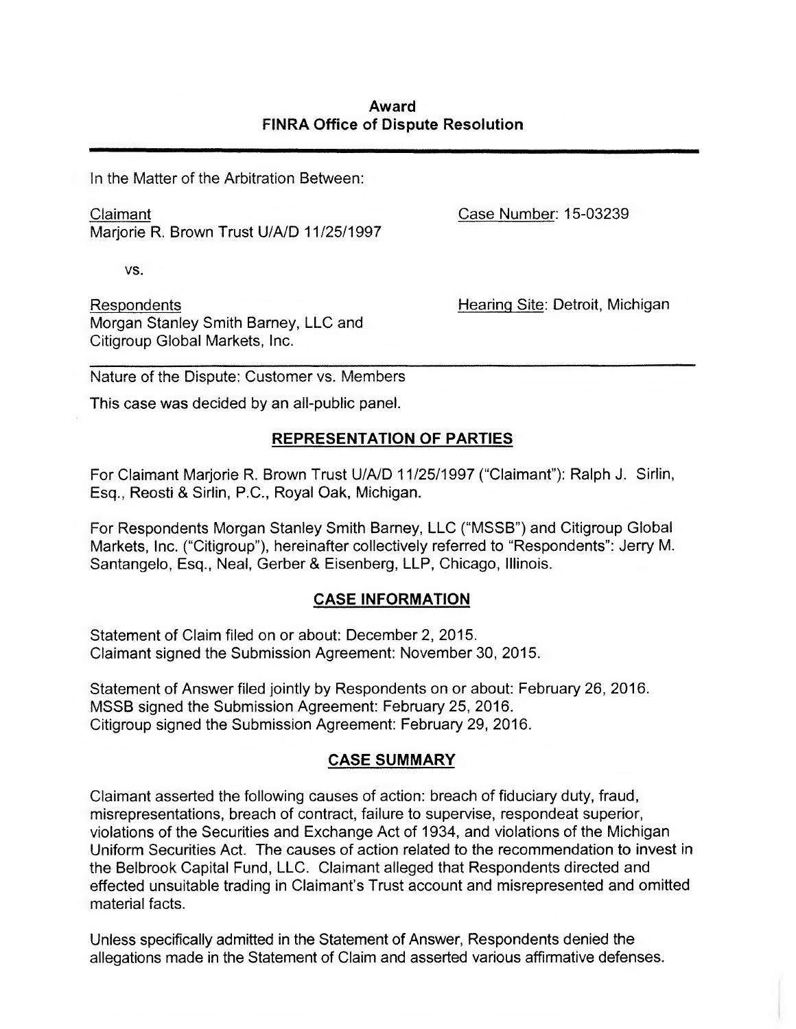**Award**
**FINRA Office of Dispute Resolution**

---

In the Matter of the Arbitration Between:

Claimant
Marjorie R. Brown Trust U/A/D 11/25/1997

Case Number: 15-03239

vs.

Respondents
Morgan Stanley Smith Barney, LLC and
Citigroup Global Markets, Inc.

Hearing Site: Detroit, Michigan

---

Nature of the Dispute: Customer vs. Members

This case was decided by an all-public panel.

## REPRESENTATION OF PARTIES

For Claimant Marjorie R. Brown Trust U/A/D 11/25/1997 ("Claimant"): Ralph J. Sirlin, Esq., Reosti & Sirlin, P.C., Royal Oak, Michigan.

For Respondents Morgan Stanley Smith Barney, LLC ("MSSB") and Citigroup Global Markets, Inc. ("Citigroup"), hereinafter collectively referred to "Respondents": Jerry M. Santangelo, Esq., Neal, Gerber & Eisenberg, LLP, Chicago, Illinois.

## CASE INFORMATION

Statement of Claim filed on or about: December 2, 2015.
Claimant signed the Submission Agreement: November 30, 2015.

Statement of Answer filed jointly by Respondents on or about: February 26, 2016.
MSSB signed the Submission Agreement: February 25, 2016.
Citigroup signed the Submission Agreement: February 29, 2016.

## CASE SUMMARY

Claimant asserted the following causes of action: breach of fiduciary duty, fraud, misrepresentations, breach of contract, failure to supervise, respondeat superior, violations of the Securities and Exchange Act of 1934, and violations of the Michigan Uniform Securities Act. The causes of action related to the recommendation to invest in the Belbrook Capital Fund, LLC. Claimant alleged that Respondents directed and effected unsuitable trading in Claimant's Trust account and misrepresented and omitted material facts.

Unless specifically admitted in the Statement of Answer, Respondents denied the allegations made in the Statement of Claim and asserted various affirmative defenses.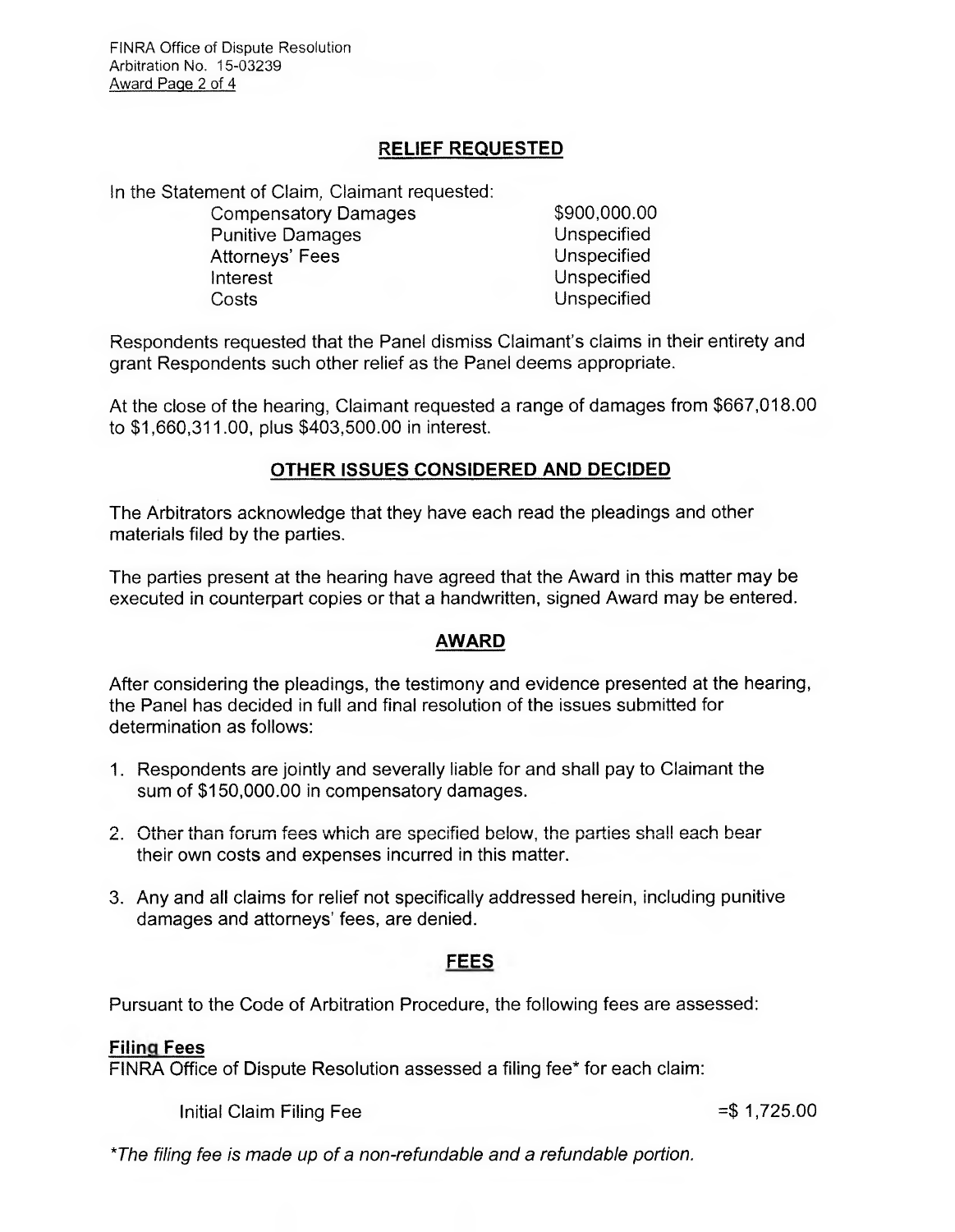## RELIEF REQUESTED

In the Statement of Claim, Claimant requested:

| | |
|---|---|
| Compensatory Damages | \$900,000.00 |
| Punitive Damages | Unspecified |
| Attorneys' Fees | Unspecified |
| Interest | Unspecified |
| Costs | Unspecified |

Respondents requested that the Panel dismiss Claimant's claims in their entirety and grant Respondents such other relief as the Panel deems appropriate.

At the close of the hearing, Claimant requested a range of damages from \$667,018.00 to \$1,660,311.00, plus \$403,500.00 in interest.

## OTHER ISSUES CONSIDERED AND DECIDED

The Arbitrators acknowledge that they have each read the pleadings and other materials filed by the parties.

The parties present at the hearing have agreed that the Award in this matter may be executed in counterpart copies or that a handwritten, signed Award may be entered.

## AWARD

After considering the pleadings, the testimony and evidence presented at the hearing, the Panel has decided in full and final resolution of the issues submitted for determination as follows:

1. Respondents are jointly and severally liable for and shall pay to Claimant the sum of \$150,000.00 in compensatory damages.

2. Other than forum fees which are specified below, the parties shall each bear their own costs and expenses incurred in this matter.

3. Any and all claims for relief not specifically addressed herein, including punitive damages and attorneys' fees, are denied.

## FEES

Pursuant to the Code of Arbitration Procedure, the following fees are assessed:

**Filing Fees**

FINRA Office of Dispute Resolution assessed a filing fee* for each claim:

| | |
|---|---|
| Initial Claim Filing Fee | =\$ 1,725.00 |

**The filing fee is made up of a non-refundable and a refundable portion.*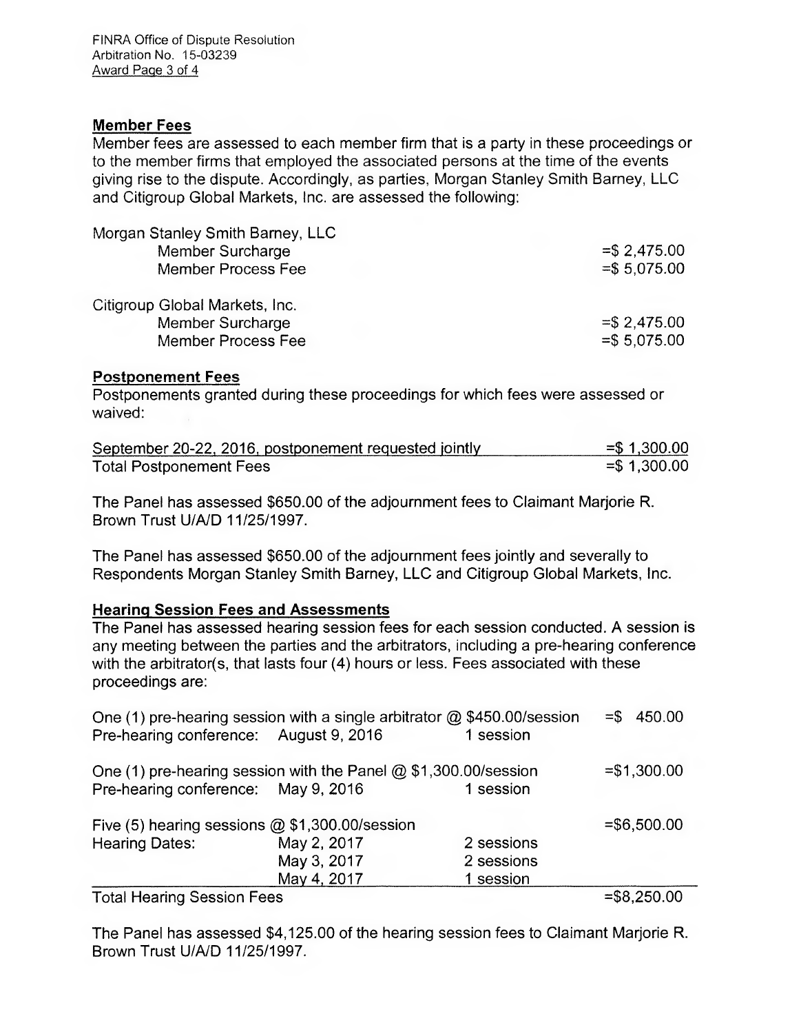## Member Fees

Member fees are assessed to each member firm that is a party in these proceedings or to the member firms that employed the associated persons at the time of the events giving rise to the dispute. Accordingly, as parties, Morgan Stanley Smith Barney, LLC and Citigroup Global Markets, Inc. are assessed the following:

| | |
|---|---|
| Morgan Stanley Smith Barney, LLC | |
| Member Surcharge | =$ 2,475.00 |
| Member Process Fee | =$ 5,075.00 |
| | |
| Citigroup Global Markets, Inc. | |
| Member Surcharge | =$ 2,475.00 |
| Member Process Fee | =$ 5,075.00 |

## Postponement Fees

Postponements granted during these proceedings for which fees were assessed or waived:

| | |
|---|---|
| September 20-22, 2016, postponement requested jointly | =$ 1,300.00 |
| Total Postponement Fees | =$ 1,300.00 |

The Panel has assessed $650.00 of the adjournment fees to Claimant Marjorie R. Brown Trust U/A/D 11/25/1997.

The Panel has assessed $650.00 of the adjournment fees jointly and severally to Respondents Morgan Stanley Smith Barney, LLC and Citigroup Global Markets, Inc.

## Hearing Session Fees and Assessments

The Panel has assessed hearing session fees for each session conducted. A session is any meeting between the parties and the arbitrators, including a pre-hearing conference with the arbitrator(s), that lasts four (4) hours or less. Fees associated with these proceedings are:

| | | | |
|---|---|---|---|
| One (1) pre-hearing session with a single arbitrator @ $450.00/session | | | =$ 450.00 |
| Pre-hearing conference: | August 9, 2016 | 1 session | |
| One (1) pre-hearing session with the Panel @ $1,300.00/session | | | =$1,300.00 |
| Pre-hearing conference: | May 9, 2016 | 1 session | |
| Five (5) hearing sessions @ $1,300.00/session | | | =$6,500.00 |
| Hearing Dates: | May 2, 2017 | 2 sessions | |
| | May 3, 2017 | 2 sessions | |
| | May 4, 2017 | 1 session | |
| Total Hearing Session Fees | | | =$8,250.00 |

The Panel has assessed $4,125.00 of the hearing session fees to Claimant Marjorie R. Brown Trust U/A/D 11/25/1997.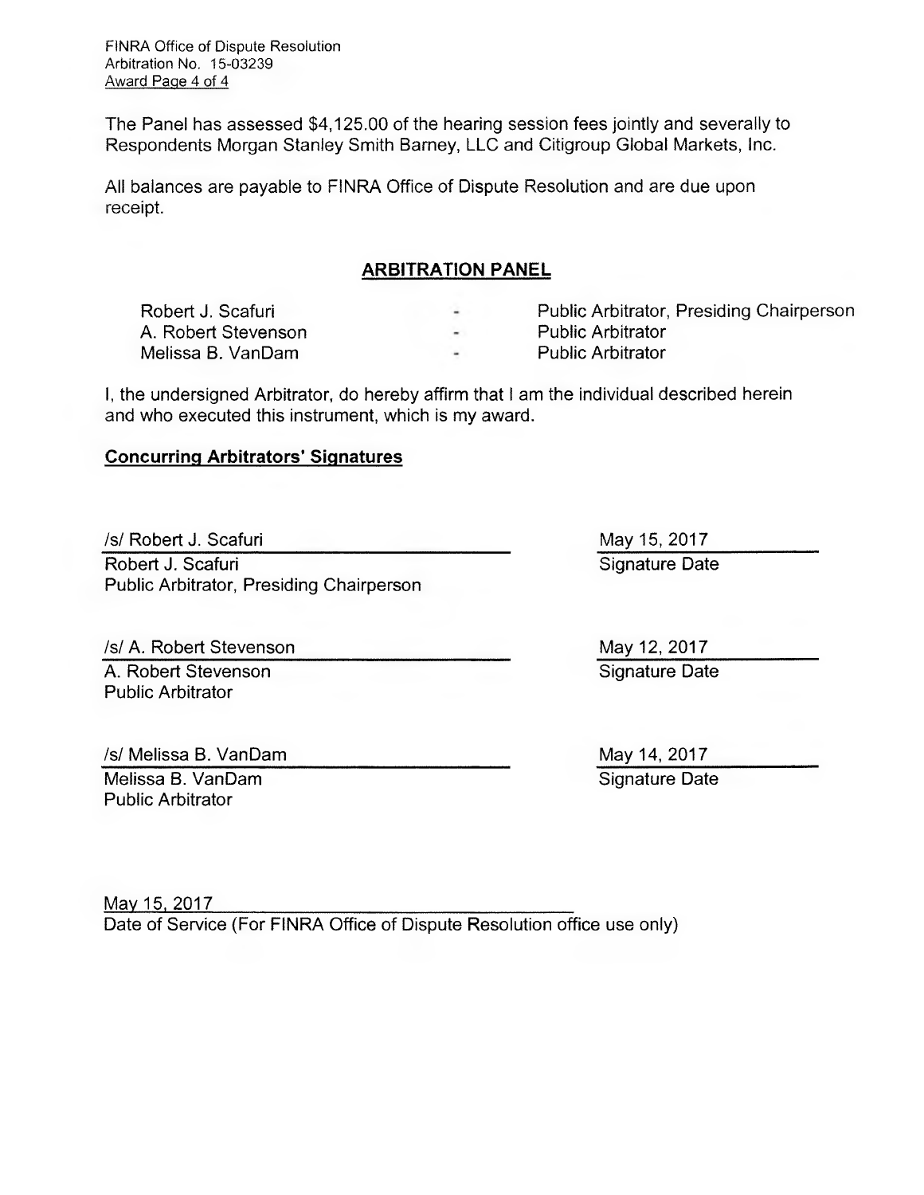The Panel has assessed $4,125.00 of the hearing session fees jointly and severally to Respondents Morgan Stanley Smith Barney, LLC and Citigroup Global Markets, Inc.

All balances are payable to FINRA Office of Dispute Resolution and are due upon receipt.

## ARBITRATION PANEL

| | | |
|---|---|---|
| Robert J. Scafuri | - | Public Arbitrator, Presiding Chairperson |
| A. Robert Stevenson | - | Public Arbitrator |
| Melissa B. VanDam | - | Public Arbitrator |

I, the undersigned Arbitrator, do hereby affirm that I am the individual described herein and who executed this instrument, which is my award.

**Concurring Arbitrators' Signatures**

/s/ Robert J. Scafuri
Robert J. Scafuri
Public Arbitrator, Presiding Chairperson

May 15, 2017
Signature Date

/s/ A. Robert Stevenson
A. Robert Stevenson
Public Arbitrator

May 12, 2017
Signature Date

/s/ Melissa B. VanDam
Melissa B. VanDam
Public Arbitrator

May 14, 2017
Signature Date

May 15, 2017
Date of Service (For FINRA Office of Dispute Resolution office use only)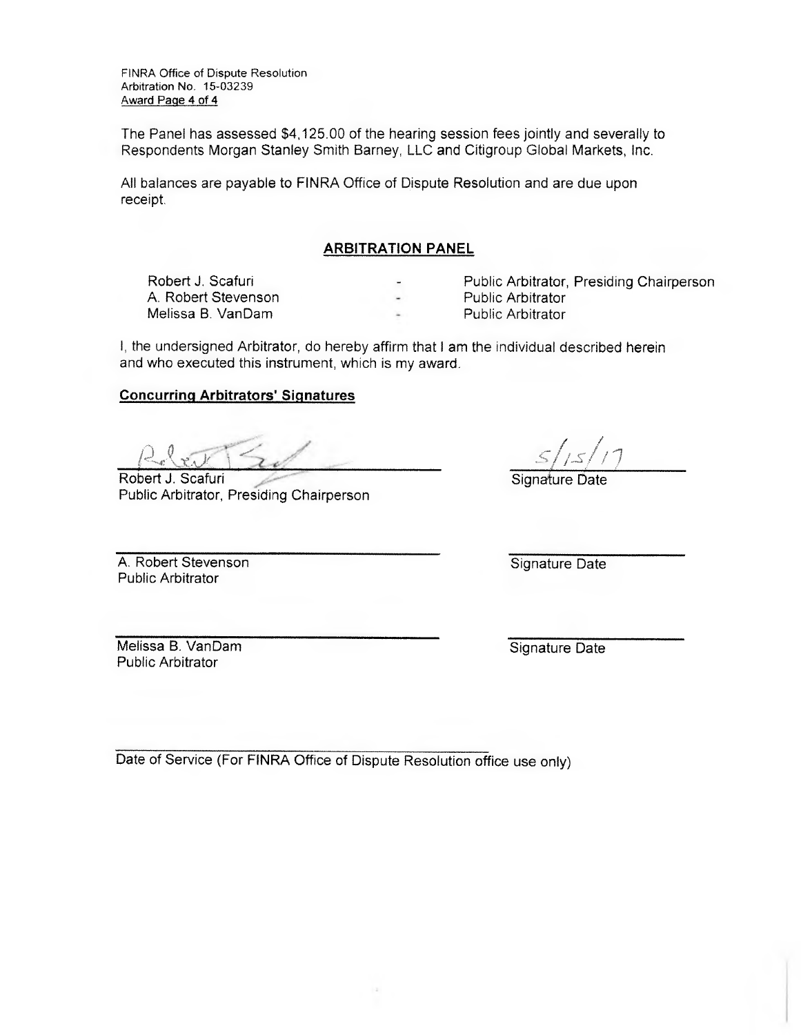The Panel has assessed $4,125.00 of the hearing session fees jointly and severally to Respondents Morgan Stanley Smith Barney, LLC and Citigroup Global Markets, Inc.

All balances are payable to FINRA Office of Dispute Resolution and are due upon receipt.

## ARBITRATION PANEL

| | | |
|---|---|---|
| Robert J. Scafuri | - | Public Arbitrator, Presiding Chairperson |
| A. Robert Stevenson | - | Public Arbitrator |
| Melissa B. VanDam | - | Public Arbitrator |

I, the undersigned Arbitrator, do hereby affirm that I am the individual described herein and who executed this instrument, which is my award.

**Concurring Arbitrators' Signatures**

Robert J. Scafuri  
Public Arbitrator, Presiding Chairperson

5/15/17  
Signature Date

A. Robert Stevenson  
Public Arbitrator

Signature Date

Melissa B. VanDam  
Public Arbitrator

Signature Date

Date of Service (For FINRA Office of Dispute Resolution office use only)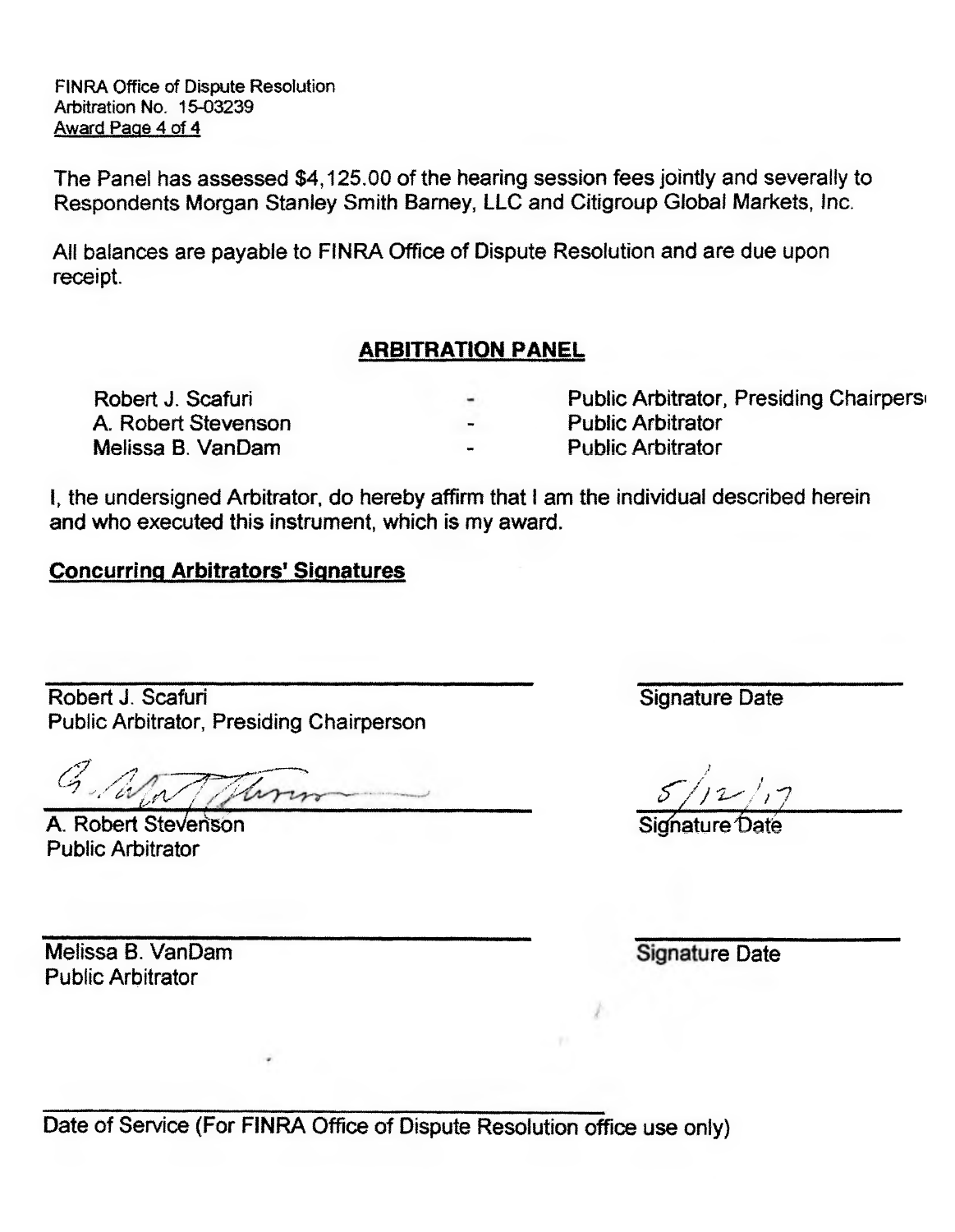The Panel has assessed $4,125.00 of the hearing session fees jointly and severally to Respondents Morgan Stanley Smith Barney, LLC and Citigroup Global Markets, Inc.

All balances are payable to FINRA Office of Dispute Resolution and are due upon receipt.

## ARBITRATION PANEL

| | | |
|---|---|---|
| Robert J. Scafuri | - | Public Arbitrator, Presiding Chairperson |
| A. Robert Stevenson | - | Public Arbitrator |
| Melissa B. VanDam | - | Public Arbitrator |

I, the undersigned Arbitrator, do hereby affirm that I am the individual described herein and who executed this instrument, which is my award.

**Concurring Arbitrators' Signatures**

_______________________________
Robert J. Scafuri
Public Arbitrator, Presiding Chairperson

_______________
Signature Date

_______________________________
A. Robert Stevenson
Public Arbitrator

5/12/17
Signature Date

_______________________________
Melissa B. VanDam
Public Arbitrator

_______________
Signature Date

_______________________________
Date of Service (For FINRA Office of Dispute Resolution office use only)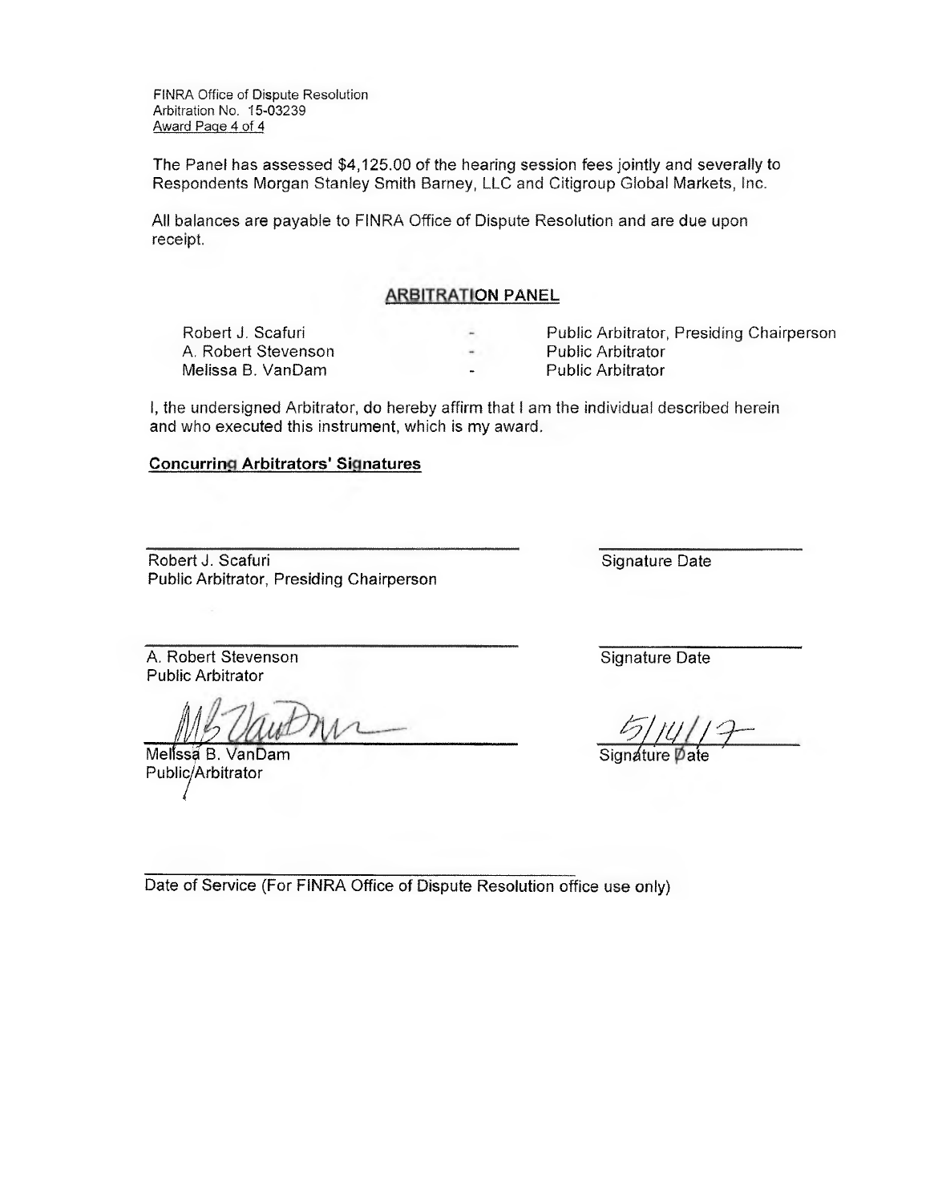The Panel has assessed $4,125.00 of the hearing session fees jointly and severally to Respondents Morgan Stanley Smith Barney, LLC and Citigroup Global Markets, Inc.

All balances are payable to FINRA Office of Dispute Resolution and are due upon receipt.

## ARBITRATION PANEL

| | | |
|---|---|---|
| Robert J. Scafuri | - | Public Arbitrator, Presiding Chairperson |
| A. Robert Stevenson | - | Public Arbitrator |
| Melissa B. VanDam | - | Public Arbitrator |

I, the undersigned Arbitrator, do hereby affirm that I am the individual described herein and who executed this instrument, which is my award.

**Concurring Arbitrators' Signatures**

\_\_\_\_\_\_\_\_\_\_\_\_\_\_\_\_\_\_\_\_\_\_\_\_\_\_\_\_\_\_\_\_\_\_\_\_\_\_\_\_\_\_ \_\_\_\_\_\_\_\_\_\_\_\_\_\_\_\_\_\_\_\_\_\_

Robert J. Scafuri
Public Arbitrator, Presiding Chairperson

Signature Date

\_\_\_\_\_\_\_\_\_\_\_\_\_\_\_\_\_\_\_\_\_\_\_\_\_\_\_\_\_\_\_\_\_\_\_\_\_\_\_\_\_\_ \_\_\_\_\_\_\_\_\_\_\_\_\_\_\_\_\_\_\_\_\_\_

A. Robert Stevenson
Public Arbitrator

Signature Date

\_\_\_\_\_\_\_\_\_\_\_\_\_\_\_\_\_\_\_\_\_\_\_\_\_\_\_\_\_\_\_\_\_\_\_\_\_\_\_\_\_\_ 5/14/17

Melissa B. VanDam
Public Arbitrator

Signature Date

\_\_\_\_\_\_\_\_\_\_\_\_\_\_\_\_\_\_\_\_\_\_\_\_\_\_\_\_\_\_\_\_\_\_\_\_\_\_\_\_\_\_

Date of Service (For FINRA Office of Dispute Resolution office use only)